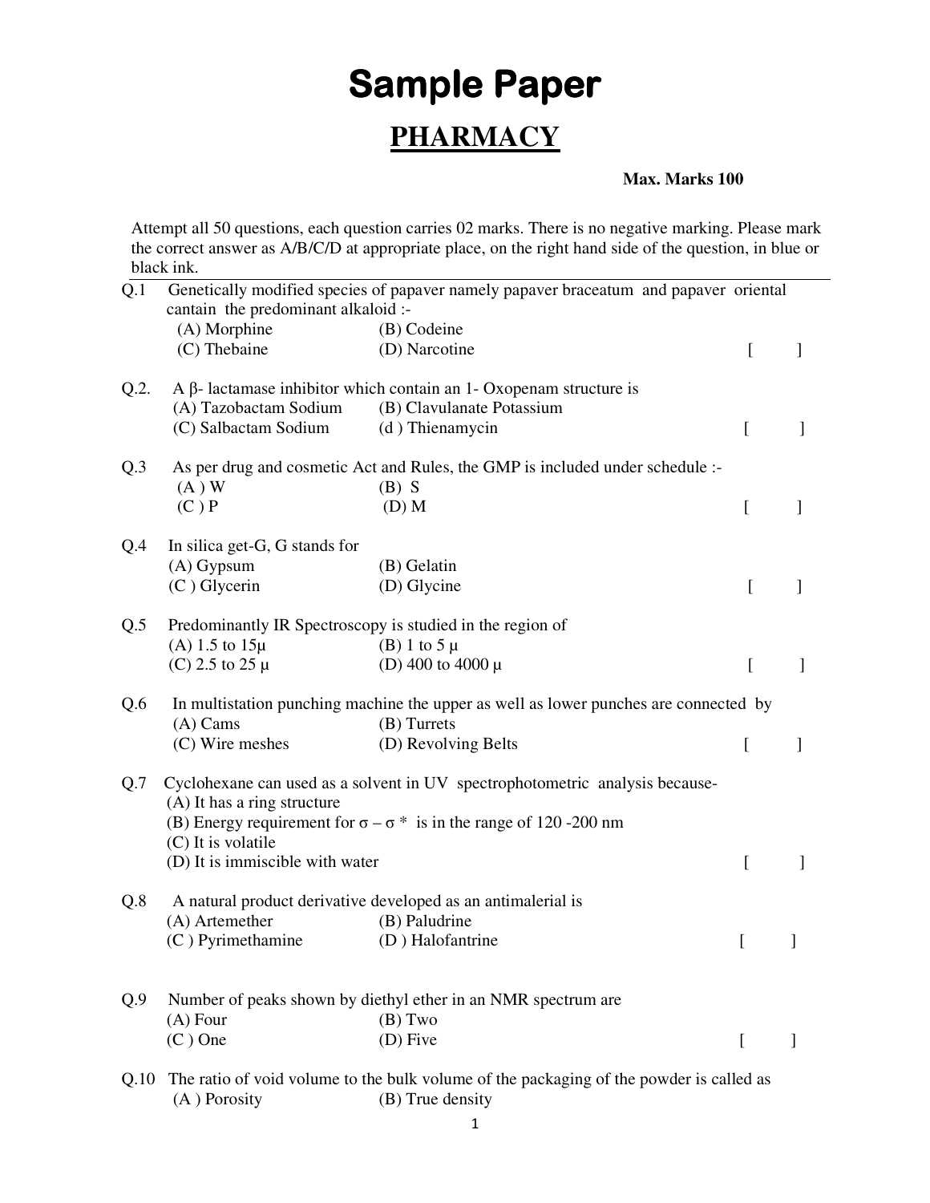# Sample Paper

## PHARMACY

**Max. Marks 100**

Attempt all 50 questions, each question carries 02 marks. There is no negative marking. Please mark the correct answer as A/B/C/D at appropriate place, on the right hand side of the question, in blue or black ink.

---

Q.1 Genetically modified species of papaver namely papaver braceatum and papaver oriental cantain the predominant alkaloid :-

(A) Morphine (B) Codeine
(C) Thebaine (D) Narcotine [ ]

Q.2. A β- lactamase inhibitor which contain an 1- Oxopenam structure is

(A) Tazobactam Sodium (B) Clavulanate Potassium
(C) Salbactam Sodium (d ) Thienamycin [ ]

Q.3 As per drug and cosmetic Act and Rules, the GMP is included under schedule :-

(A ) W (B) S
(C ) P (D) M [ ]

Q.4 In silica get-G, G stands for

(A) Gypsum (B) Gelatin
(C ) Glycerin (D) Glycine [ ]

Q.5 Predominantly IR Spectroscopy is studied in the region of

(A) 1.5 to 15μ (B) 1 to 5 μ
(C) 2.5 to 25 μ (D) 400 to 4000 μ [ ]

Q.6 In multistation punching machine the upper as well as lower punches are connected by

(A) Cams (B) Turrets
(C) Wire meshes (D) Revolving Belts [ ]

Q.7 Cyclohexane can used as a solvent in UV spectrophotometric analysis because-

(A) It has a ring structure
(B) Energy requirement for $\sigma - \sigma^*$ is in the range of 120 -200 nm
(C) It is volatile
(D) It is immiscible with water [ ]

Q.8 A natural product derivative developed as an antimalerial is

(A) Artemether (B) Paludrine
(C ) Pyrimethamine (D ) Halofantrine [ ]

Q.9 Number of peaks shown by diethyl ether in an NMR spectrum are

(A) Four (B) Two
(C ) One (D) Five [ ]

Q.10 The ratio of void volume to the bulk volume of the packaging of the powder is called as

(A ) Porosity (B) True density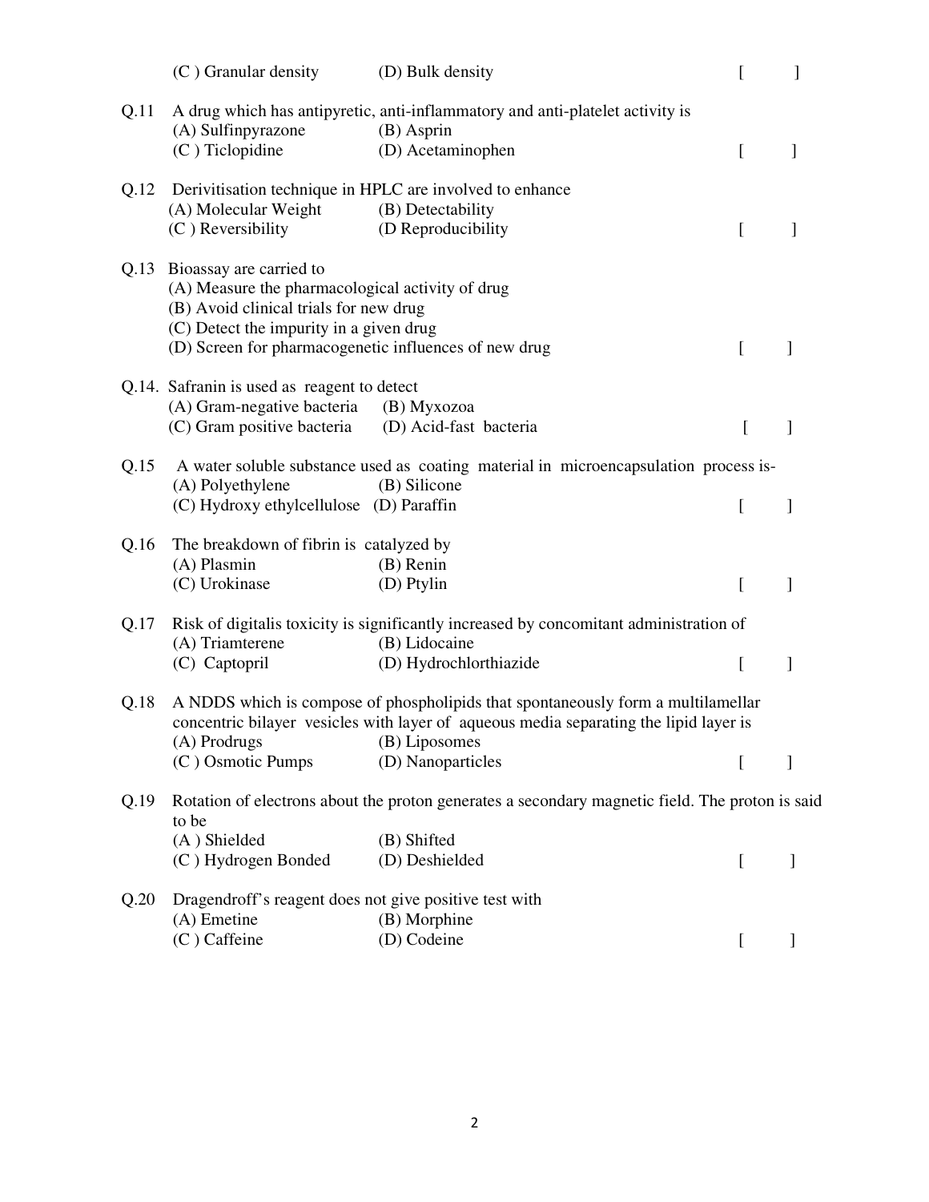(C ) Granular density (D) Bulk density [ ]

Q.11 A drug which has antipyretic, anti-inflammatory and anti-platelet activity is
(A) Sulfinpyrazone (B) Asprin
(C ) Ticlopidine (D) Acetaminophen [ ]

Q.12 Derivitisation technique in HPLC are involved to enhance
(A) Molecular Weight (B) Detectability
(C ) Reversibility (D Reproducibility [ ]

Q.13 Bioassay are carried to
(A) Measure the pharmacological activity of drug
(B) Avoid clinical trials for new drug
(C) Detect the impurity in a given drug
(D) Screen for pharmacogenetic influences of new drug [ ]

Q.14. Safranin is used as reagent to detect
(A) Gram-negative bacteria (B) Myxozoa
(C) Gram positive bacteria (D) Acid-fast bacteria [ ]

Q.15 A water soluble substance used as coating material in microencapsulation process is-
(A) Polyethylene (B) Silicone
(C) Hydroxy ethylcellulose (D) Paraffin [ ]

Q.16 The breakdown of fibrin is catalyzed by
(A) Plasmin (B) Renin
(C) Urokinase (D) Ptylin [ ]

Q.17 Risk of digitalis toxicity is significantly increased by concomitant administration of
(A) Triamterene (B) Lidocaine
(C) Captopril (D) Hydrochlorthiazide [ ]

Q.18 A NDDS which is compose of phospholipids that spontaneously form a multilamellar concentric bilayer vesicles with layer of aqueous media separating the lipid layer is
(A) Prodrugs (B) Liposomes
(C ) Osmotic Pumps (D) Nanoparticles [ ]

Q.19 Rotation of electrons about the proton generates a secondary magnetic field. The proton is said to be
(A ) Shielded (B) Shifted
(C ) Hydrogen Bonded (D) Deshielded [ ]

Q.20 Dragendroff's reagent does not give positive test with
(A) Emetine (B) Morphine
(C ) Caffeine (D) Codeine [ ]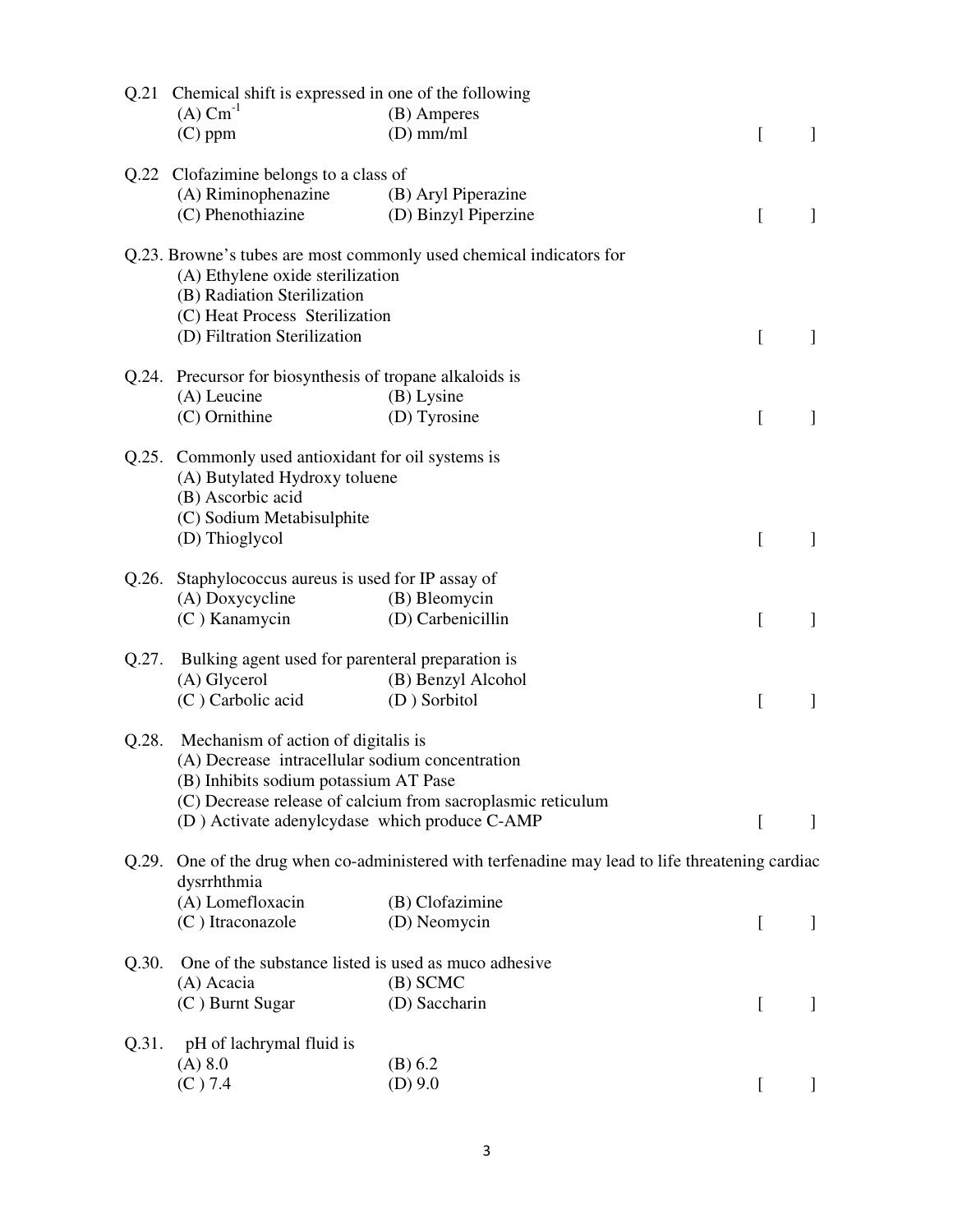Q.21 Chemical shift is expressed in one of the following
(A) $Cm^{-1}$ (B) Amperes
(C) ppm (D) mm/ml [ ]

Q.22 Clofazimine belongs to a class of
(A) Riminophenazine (B) Aryl Piperazine
(C) Phenothiazine (D) Binzyl Piperzine [ ]

Q.23. Browne's tubes are most commonly used chemical indicators for
(A) Ethylene oxide sterilization
(B) Radiation Sterilization
(C) Heat Process Sterilization
(D) Filtration Sterilization [ ]

Q.24. Precursor for biosynthesis of tropane alkaloids is
(A) Leucine (B) Lysine
(C) Ornithine (D) Tyrosine [ ]

Q.25. Commonly used antioxidant for oil systems is
(A) Butylated Hydroxy toluene
(B) Ascorbic acid
(C) Sodium Metabisulphite
(D) Thioglycol [ ]

Q.26. Staphylococcus aureus is used for IP assay of
(A) Doxycycline (B) Bleomycin
(C ) Kanamycin (D) Carbenicillin [ ]

Q.27. Bulking agent used for parenteral preparation is
(A) Glycerol (B) Benzyl Alcohol
(C ) Carbolic acid (D ) Sorbitol [ ]

Q.28. Mechanism of action of digitalis is
(A) Decrease intracellular sodium concentration
(B) Inhibits sodium potassium AT Pase
(C) Decrease release of calcium from sacroplasmic reticulum
(D ) Activate adenylcydase which produce C-AMP [ ]

Q.29. One of the drug when co-administered with terfenadine may lead to life threatening cardiac dysrrhthmia
(A) Lomefloxacin (B) Clofazimine
(C ) Itraconazole (D) Neomycin [ ]

Q.30. One of the substance listed is used as muco adhesive
(A) Acacia (B) SCMC
(C ) Burnt Sugar (D) Saccharin [ ]

Q.31. pH of lachrymal fluid is
(A) 8.0 (B) 6.2
(C ) 7.4 (D) 9.0 [ ]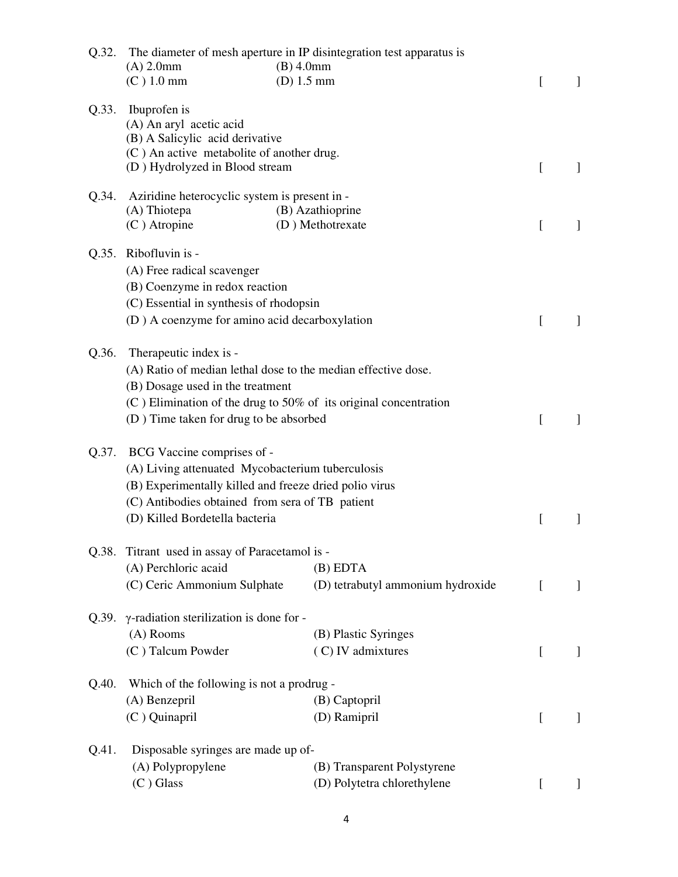Q.32. The diameter of mesh aperture in IP disintegration test apparatus is
(A) 2.0mm (B) 4.0mm
(C ) 1.0 mm (D) 1.5 mm [ ]

Q.33. Ibuprofen is
(A) An aryl acetic acid
(B) A Salicylic acid derivative
(C ) An active metabolite of another drug.
(D ) Hydrolyzed in Blood stream [ ]

Q.34. Aziridine heterocyclic system is present in -
(A) Thiotepa (B) Azathioprine
(C ) Atropine (D ) Methotrexate [ ]

Q.35. Ribofluvin is -
(A) Free radical scavenger
(B) Coenzyme in redox reaction
(C) Essential in synthesis of rhodopsin
(D ) A coenzyme for amino acid decarboxylation [ ]

Q.36. Therapeutic index is -
(A) Ratio of median lethal dose to the median effective dose.
(B) Dosage used in the treatment
(C ) Elimination of the drug to 50% of its original concentration
(D ) Time taken for drug to be absorbed [ ]

Q.37. BCG Vaccine comprises of -
(A) Living attenuated Mycobacterium tuberculosis
(B) Experimentally killed and freeze dried polio virus
(C) Antibodies obtained from sera of TB patient
(D) Killed Bordetella bacteria [ ]

Q.38. Titrant used in assay of Paracetamol is -
(A) Perchloric acaid (B) EDTA
(C) Ceric Ammonium Sulphate (D) tetrabutyl ammonium hydroxide [ ]

Q.39. $\gamma$-radiation sterilization is done for -
(A) Rooms (B) Plastic Syringes
(C ) Talcum Powder ( C) IV admixtures [ ]

Q.40. Which of the following is not a prodrug -
(A) Benzepril (B) Captopril
(C ) Quinapril (D) Ramipril [ ]

Q.41. Disposable syringes are made up of-
(A) Polypropylene (B) Transparent Polystyrene
(C ) Glass (D) Polytetra chlorethylene [ ]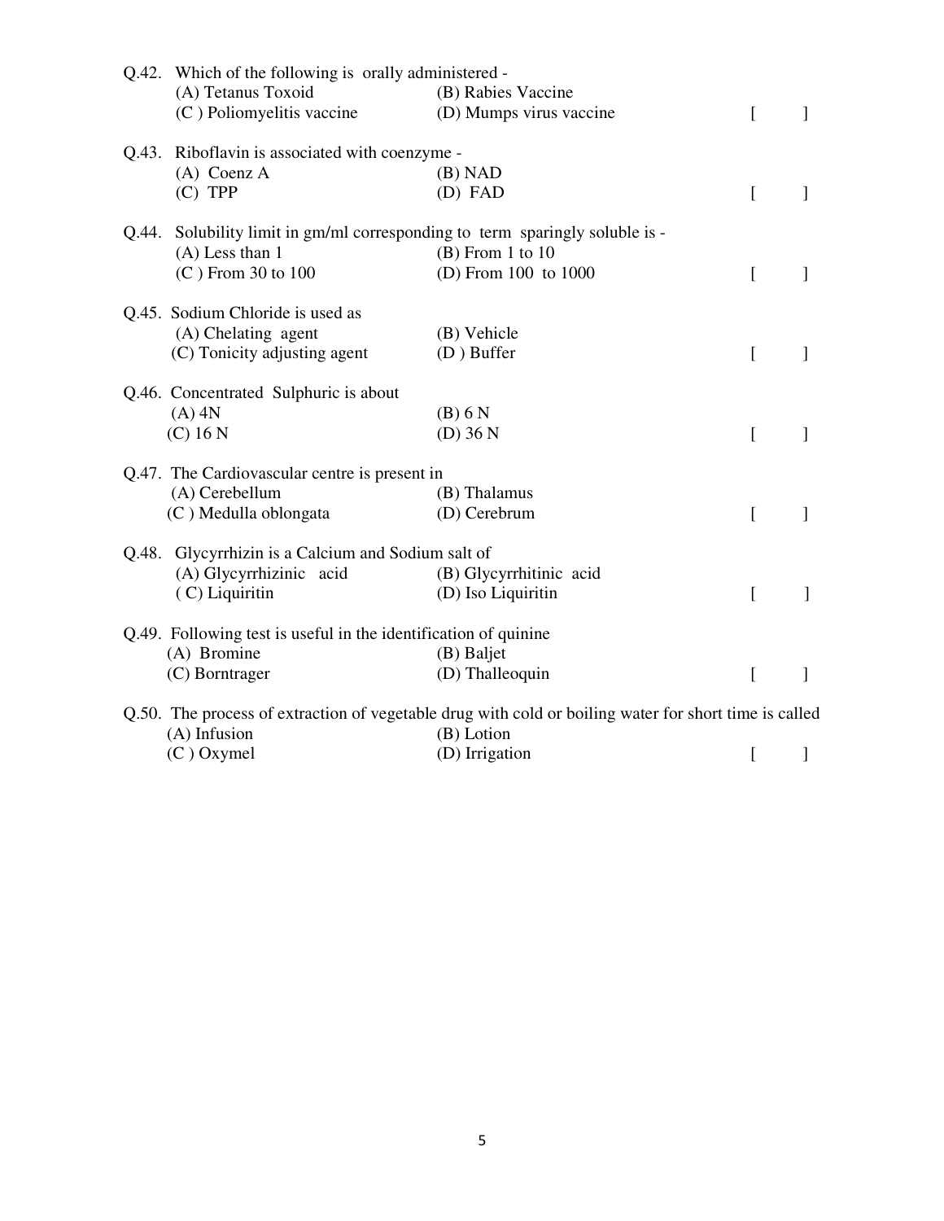Q.42. Which of the following is orally administered -

(A) Tetanus Toxoid (B) Rabies Vaccine

(C ) Poliomyelitis vaccine (D) Mumps virus vaccine [ ]

Q.43. Riboflavin is associated with coenzyme -

(A) Coenz A (B) NAD

(C) TPP (D) FAD [ ]

Q.44. Solubility limit in gm/ml corresponding to term sparingly soluble is -

(A) Less than 1 (B) From 1 to 10

(C ) From 30 to 100 (D) From 100 to 1000 [ ]

Q.45. Sodium Chloride is used as

(A) Chelating agent (B) Vehicle

(C) Tonicity adjusting agent (D ) Buffer [ ]

Q.46. Concentrated Sulphuric is about

(A) 4N (B) 6 N

(C) 16 N (D) 36 N [ ]

Q.47. The Cardiovascular centre is present in

(A) Cerebellum (B) Thalamus

(C ) Medulla oblongata (D) Cerebrum [ ]

Q.48. Glycyrrhizin is a Calcium and Sodium salt of

(A) Glycyrrhizinic acid (B) Glycyrrhitinic acid

( C) Liquiritin (D) Iso Liquiritin [ ]

Q.49. Following test is useful in the identification of quinine

(A) Bromine (B) Baljet

(C) Borntrager (D) Thalleoquin [ ]

Q.50. The process of extraction of vegetable drug with cold or boiling water for short time is called

(A) Infusion (B) Lotion

(C ) Oxymel (D) Irrigation [ ]